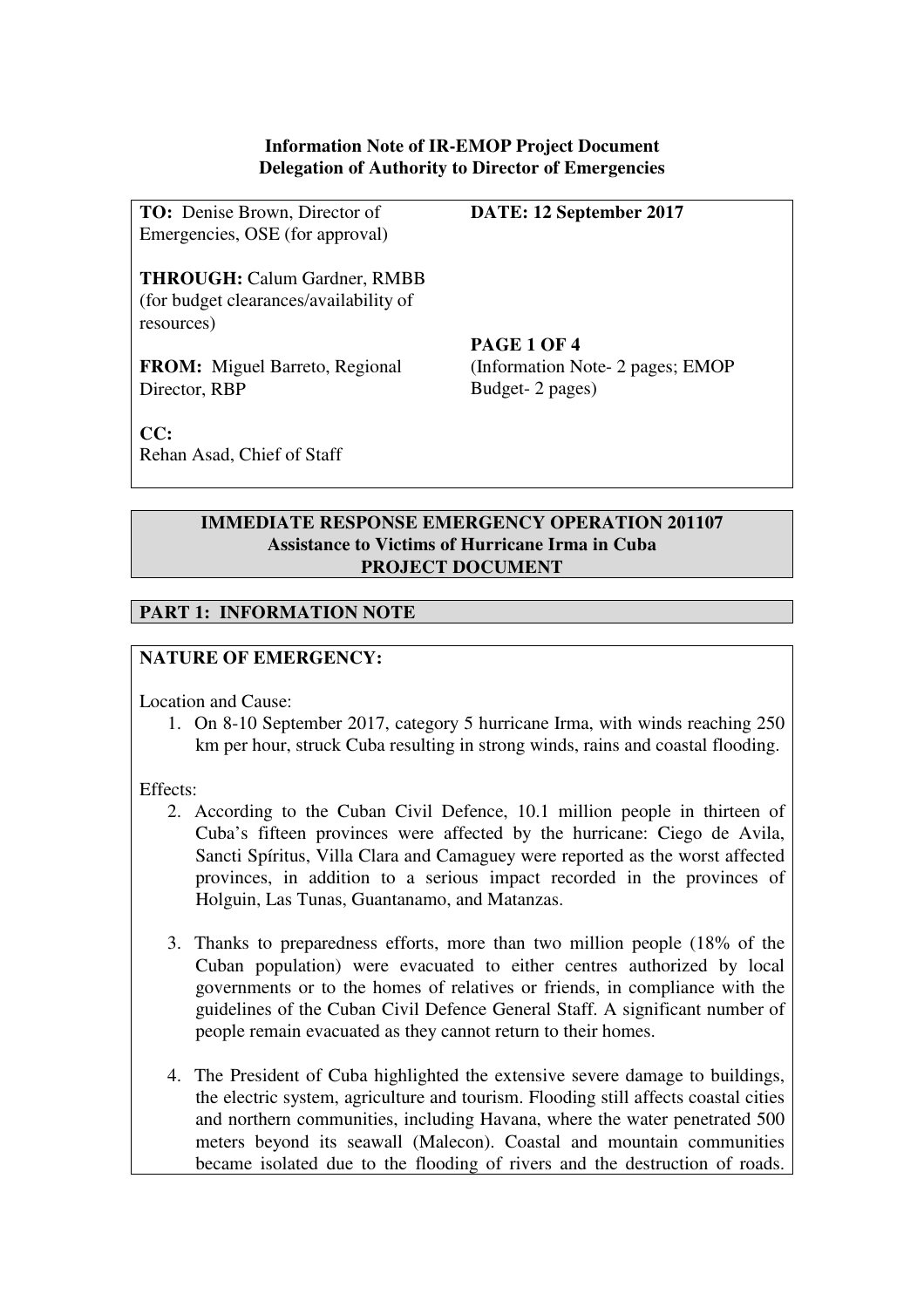**Information Note of IR-EMOP Project Document**
**Delegation of Authority to Director of Emergencies**

| | |
|---|---|
| **TO:** Denise Brown, Director of Emergencies, OSE (for approval)<br><br>**THROUGH:** Calum Gardner, RMBB (for budget clearances/availability of resources)<br><br>**FROM:** Miguel Barreto, Regional Director, RBP<br><br>**CC:**<br>Rehan Asad, Chief of Staff | **DATE: 12 September 2017**<br><br>**PAGE 1 OF 4**<br>(Information Note- 2 pages; EMOP Budget- 2 pages) |

## IMMEDIATE RESPONSE EMERGENCY OPERATION 201107
## Assistance to Victims of Hurricane Irma in Cuba
## PROJECT DOCUMENT

## PART 1: INFORMATION NOTE

### NATURE OF EMERGENCY:

Location and Cause:

1. On 8-10 September 2017, category 5 hurricane Irma, with winds reaching 250 km per hour, struck Cuba resulting in strong winds, rains and coastal flooding.

Effects:

2. According to the Cuban Civil Defence, 10.1 million people in thirteen of Cuba's fifteen provinces were affected by the hurricane: Ciego de Avila, Sancti Spíritus, Villa Clara and Camaguey were reported as the worst affected provinces, in addition to a serious impact recorded in the provinces of Holguin, Las Tunas, Guantanamo, and Matanzas.

3. Thanks to preparedness efforts, more than two million people (18% of the Cuban population) were evacuated to either centres authorized by local governments or to the homes of relatives or friends, in compliance with the guidelines of the Cuban Civil Defence General Staff. A significant number of people remain evacuated as they cannot return to their homes.

4. The President of Cuba highlighted the extensive severe damage to buildings, the electric system, agriculture and tourism. Flooding still affects coastal cities and northern communities, including Havana, where the water penetrated 500 meters beyond its seawall (Malecon). Coastal and mountain communities became isolated due to the flooding of rivers and the destruction of roads.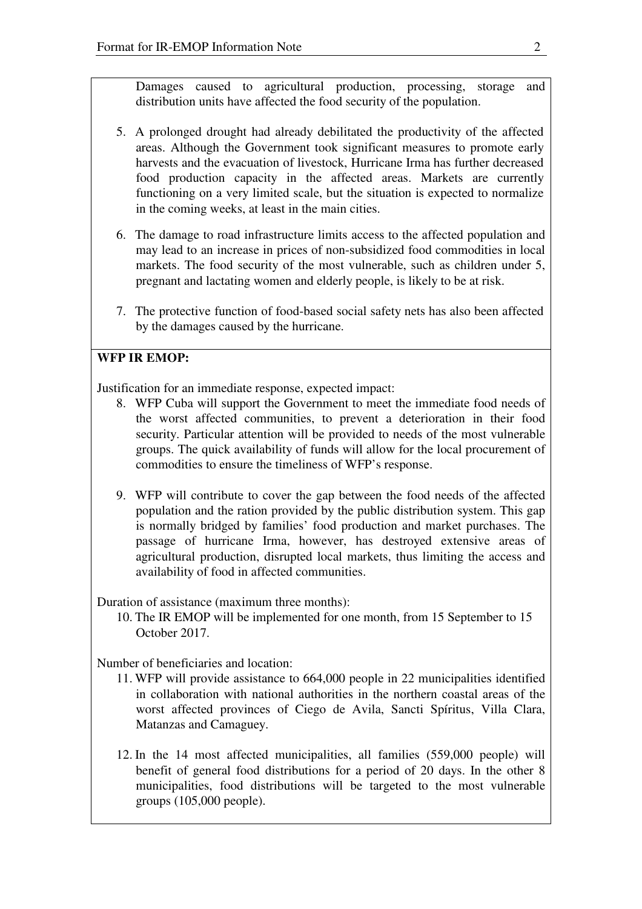Damages caused to agricultural production, processing, storage and distribution units have affected the food security of the population.

5. A prolonged drought had already debilitated the productivity of the affected areas. Although the Government took significant measures to promote early harvests and the evacuation of livestock, Hurricane Irma has further decreased food production capacity in the affected areas. Markets are currently functioning on a very limited scale, but the situation is expected to normalize in the coming weeks, at least in the main cities.

6. The damage to road infrastructure limits access to the affected population and may lead to an increase in prices of non-subsidized food commodities in local markets. The food security of the most vulnerable, such as children under 5, pregnant and lactating women and elderly people, is likely to be at risk.

7. The protective function of food-based social safety nets has also been affected by the damages caused by the hurricane.

**WFP IR EMOP:**

Justification for an immediate response, expected impact:

8. WFP Cuba will support the Government to meet the immediate food needs of the worst affected communities, to prevent a deterioration in their food security. Particular attention will be provided to needs of the most vulnerable groups. The quick availability of funds will allow for the local procurement of commodities to ensure the timeliness of WFP's response.

9. WFP will contribute to cover the gap between the food needs of the affected population and the ration provided by the public distribution system. This gap is normally bridged by families' food production and market purchases. The passage of hurricane Irma, however, has destroyed extensive areas of agricultural production, disrupted local markets, thus limiting the access and availability of food in affected communities.

Duration of assistance (maximum three months):

10. The IR EMOP will be implemented for one month, from 15 September to 15 October 2017.

Number of beneficiaries and location:

11. WFP will provide assistance to 664,000 people in 22 municipalities identified in collaboration with national authorities in the northern coastal areas of the worst affected provinces of Ciego de Avila, Sancti Spíritus, Villa Clara, Matanzas and Camaguey.

12. In the 14 most affected municipalities, all families (559,000 people) will benefit of general food distributions for a period of 20 days. In the other 8 municipalities, food distributions will be targeted to the most vulnerable groups (105,000 people).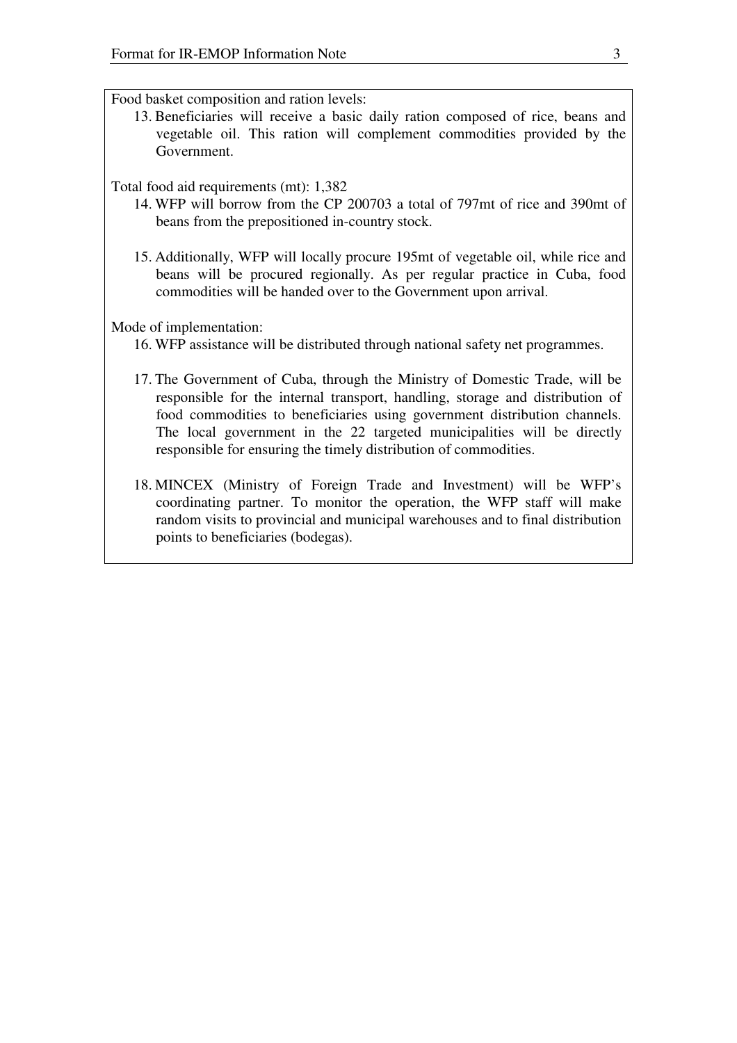Food basket composition and ration levels:

13. Beneficiaries will receive a basic daily ration composed of rice, beans and vegetable oil. This ration will complement commodities provided by the Government.

Total food aid requirements (mt): 1,382

14. WFP will borrow from the CP 200703 a total of 797mt of rice and 390mt of beans from the prepositioned in-country stock.

15. Additionally, WFP will locally procure 195mt of vegetable oil, while rice and beans will be procured regionally. As per regular practice in Cuba, food commodities will be handed over to the Government upon arrival.

Mode of implementation:

16. WFP assistance will be distributed through national safety net programmes.

17. The Government of Cuba, through the Ministry of Domestic Trade, will be responsible for the internal transport, handling, storage and distribution of food commodities to beneficiaries using government distribution channels. The local government in the 22 targeted municipalities will be directly responsible for ensuring the timely distribution of commodities.

18. MINCEX (Ministry of Foreign Trade and Investment) will be WFP's coordinating partner. To monitor the operation, the WFP staff will make random visits to provincial and municipal warehouses and to final distribution points to beneficiaries (bodegas).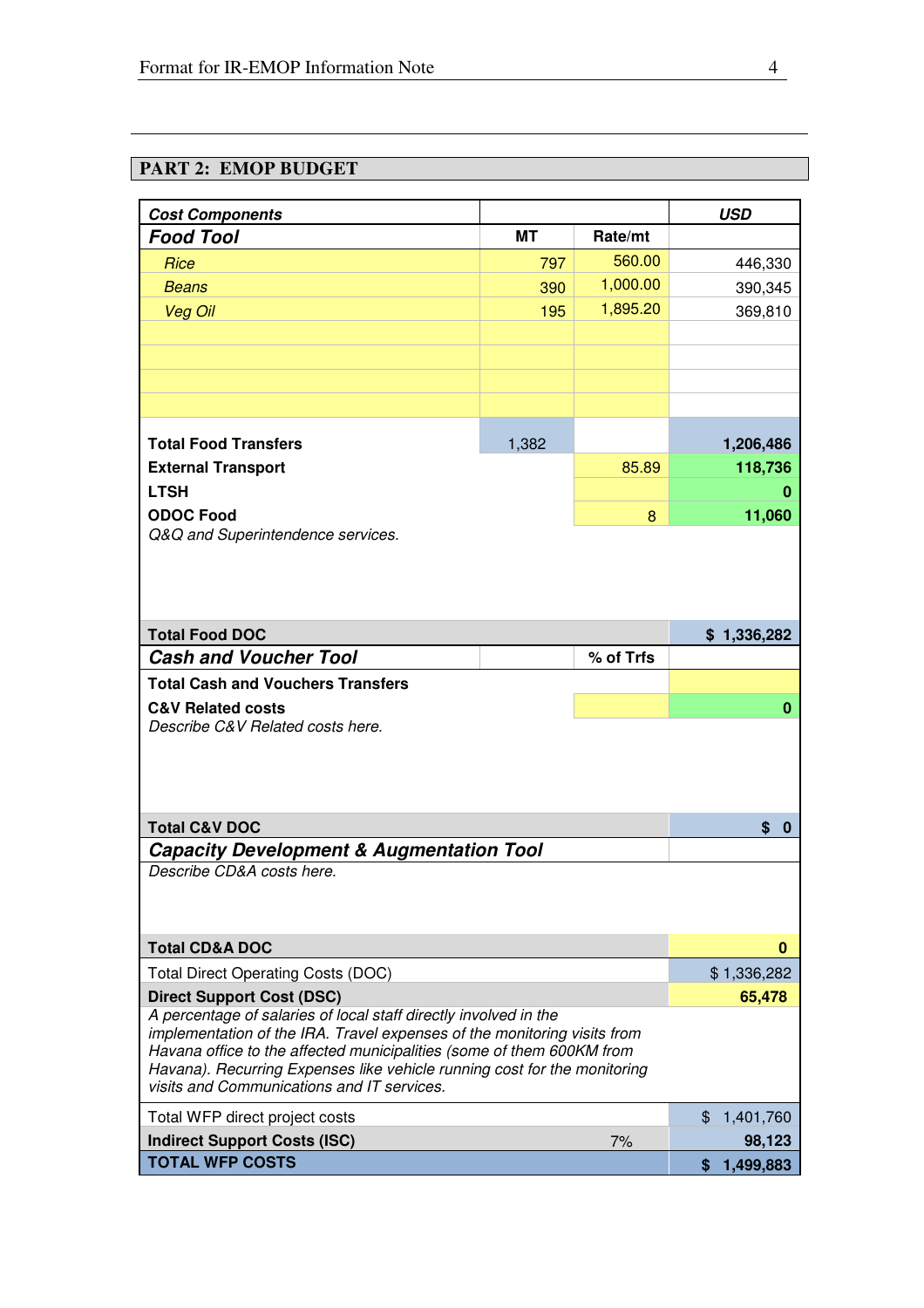## PART 2: EMOP BUDGET

| Cost Components | | | USD |
|---|---|---|---|
| ***Food Tool*** | **MT** | **Rate/mt** | |
| *Rice* | 797 | 560.00 | 446,330 |
| *Beans* | 390 | 1,000.00 | 390,345 |
| *Veg Oil* | 195 | 1,895.20 | 369,810 |
| | | | |
| | | | |
| | | | |
| | | | |
| **Total Food Transfers** | 1,382 | | **1,206,486** |
| **External Transport** | | 85.89 | **118,736** |
| **LTSH** | | | **0** |
| **ODOC Food** | | 8 | **11,060** |
| *Q&Q and Superintendence services.* | | | |
| **Total Food DOC** | | | **$ 1,336,282** |
| ***Cash and Voucher Tool*** | | **% of Trfs** | |
| **Total Cash and Vouchers Transfers** | | | |
| **C&V Related costs** | | | **0** |
| *Describe C&V Related costs here.* | | | |
| **Total C&V DOC** | | | **$ 0** |
| ***Capacity Development & Augmentation Tool*** | | | |
| *Describe CD&A costs here.* | | | |
| **Total CD&A DOC** | | | **0** |
| Total Direct Operating Costs (DOC) | | | $ 1,336,282 |
| **Direct Support Cost (DSC)** | | | **65,478** |
| *A percentage of salaries of local staff directly involved in the implementation of the IRA. Travel expenses of the monitoring visits from Havana office to the affected municipalities (some of them 600KM from Havana). Recurring Expenses like vehicle running cost for the monitoring visits and Communications and IT services.* | | | |
| Total WFP direct project costs | | | $ 1,401,760 |
| **Indirect Support Costs (ISC)** | | 7% | **98,123** |
| **TOTAL WFP COSTS** | | | **$ 1,499,883** |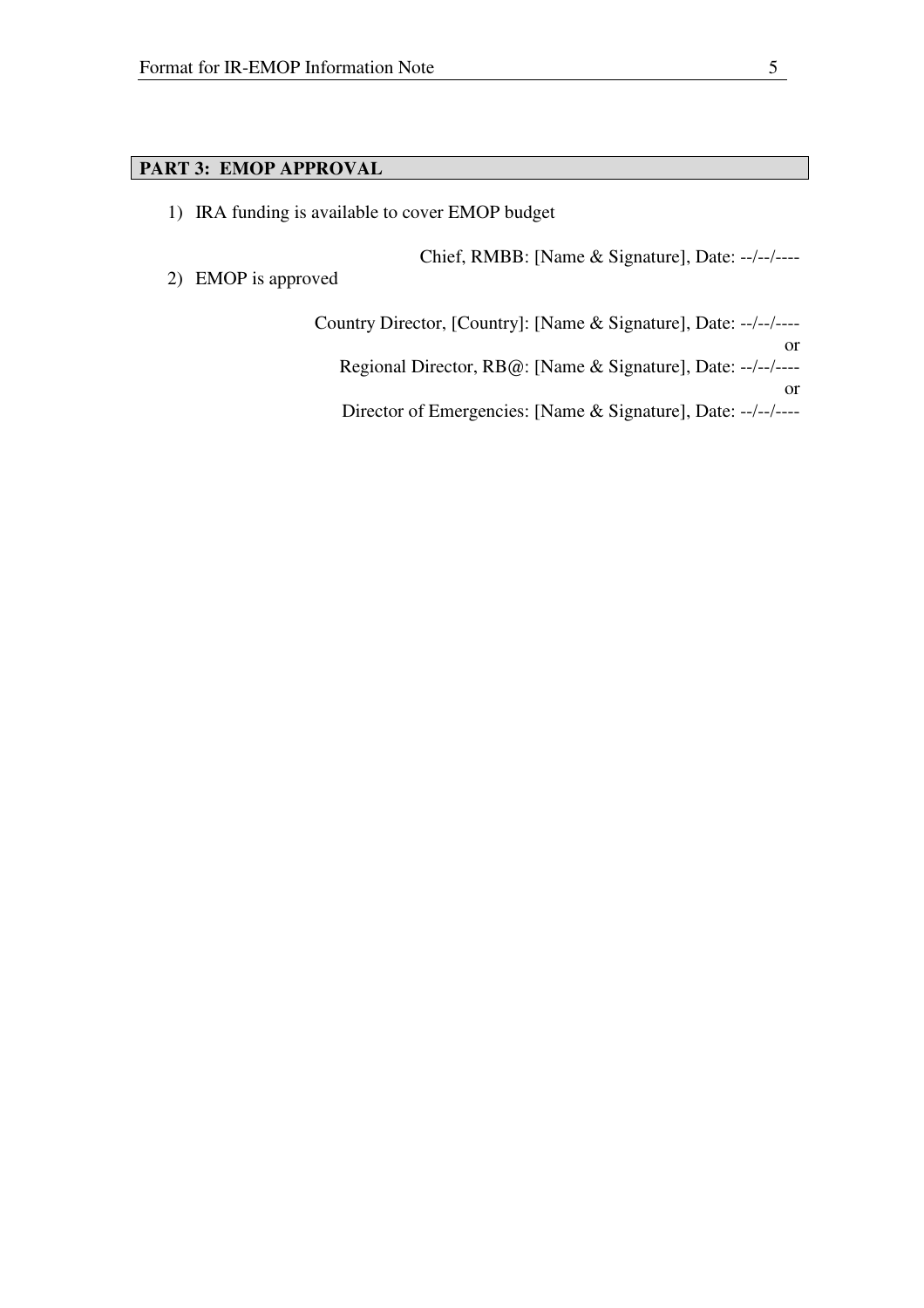## PART 3: EMOP APPROVAL

1) IRA funding is available to cover EMOP budget

Chief, RMBB: [Name & Signature], Date: --/--/----

2) EMOP is approved

Country Director, [Country]: [Name & Signature], Date: --/--/----

or

Regional Director, RB@: [Name & Signature], Date: --/--/----

or

Director of Emergencies: [Name & Signature], Date: --/--/----